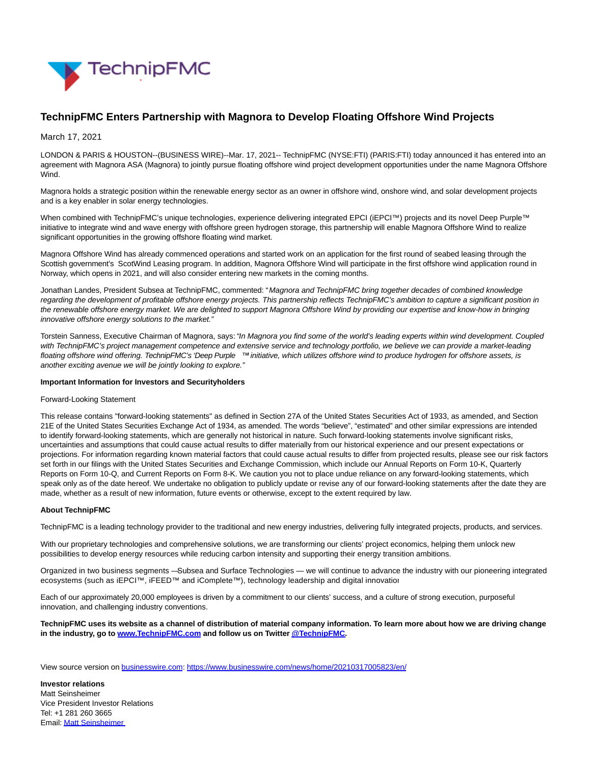# TechnipFMC Enters Partnership with Magnora to Develop Floating Offshore Wind Projects

March 17, 2021

LONDON & PARIS & HOUSTON--(BUSINESS WIRE)--Mar. 17, 2021-- TechnipFMC (NYSE:FTI) (PARIS:FTI) today announced it has entered into an agreement with Magnora ASA (Magnora) to jointly pursue floating offshore wind project development opportunities under the name Magnora Offshore Wind.

Magnora holds a strategic position within the renewable energy sector as an owner in offshore wind, onshore wind, and solar development projects and is a key enabler in solar energy technologies.

When combined with TechnipFMC's unique technologies, experience delivering integrated EPCI (iEPCI™) projects and its novel Deep Purple™ initiative to integrate wind and wave energy with offshore green hydrogen storage, this partnership will enable Magnora Offshore Wind to realize significant opportunities in the growing offshore floating wind market.

Magnora Offshore Wind has already commenced operations and started work on an application for the first round of seabed leasing through the Scottish government's ScotWind Leasing program. In addition, Magnora Offshore Wind will participate in the first offshore wind application round in Norway, which opens in 2021, and will also consider entering new markets in the coming months.

Jonathan Landes, President Subsea at TechnipFMC, commented: "*Magnora and TechnipFMC bring together decades of combined knowledge regarding the development of profitable offshore energy projects. This partnership reflects TechnipFMC's ambition to capture a significant position in the renewable offshore energy market. We are delighted to support Magnora Offshore Wind by providing our expertise and know-how in bringing innovative offshore energy solutions to the market.*"

Torstein Sanness, Executive Chairman of Magnora, says: *"In Magnora you find some of the world's leading experts within wind development. Coupled with TechnipFMC's project management competence and extensive service and technology portfolio, we believe we can provide a market-leading floating offshore wind offering. TechnipFMC's 'Deep Purple ™ initiative, which utilizes offshore wind to produce hydrogen for offshore assets, is another exciting avenue we will be jointly looking to explore."*

**Important Information for Investors and Securityholders**

Forward-Looking Statement

This release contains "forward-looking statements" as defined in Section 27A of the United States Securities Act of 1933, as amended, and Section 21E of the United States Securities Exchange Act of 1934, as amended. The words "believe", "estimated" and other similar expressions are intended to identify forward-looking statements, which are generally not historical in nature. Such forward-looking statements involve significant risks, uncertainties and assumptions that could cause actual results to differ materially from our historical experience and our present expectations or projections. For information regarding known material factors that could cause actual results to differ from projected results, please see our risk factors set forth in our filings with the United States Securities and Exchange Commission, which include our Annual Reports on Form 10-K, Quarterly Reports on Form 10-Q, and Current Reports on Form 8-K. We caution you not to place undue reliance on any forward-looking statements, which speak only as of the date hereof. We undertake no obligation to publicly update or revise any of our forward-looking statements after the date they are made, whether as a result of new information, future events or otherwise, except to the extent required by law.

**About TechnipFMC**

TechnipFMC is a leading technology provider to the traditional and new energy industries, delivering fully integrated projects, products, and services.

With our proprietary technologies and comprehensive solutions, we are transforming our clients' project economics, helping them unlock new possibilities to develop energy resources while reducing carbon intensity and supporting their energy transition ambitions.

Organized in two business segments —Subsea and Surface Technologies — we will continue to advance the industry with our pioneering integrated ecosystems (such as iEPCI™, iFEED™ and iComplete™), technology leadership and digital innovatior

Each of our approximately 20,000 employees is driven by a commitment to our clients' success, and a culture of strong execution, purposeful innovation, and challenging industry conventions.

**TechnipFMC uses its website as a channel of distribution of material company information. To learn more about how we are driving change in the industry, go to [www.TechnipFMC.com](http://www.TechnipFMC.com) and follow us on Twitter [@TechnipFMC](https://twitter.com/TechnipFMC).**

View source version on businesswire.com: https://www.businesswire.com/news/home/20210317005823/en/

**Investor relations**
Matt Seinsheimer
Vice President Investor Relations
Tel: +1 281 260 3665
Email: Matt Seinsheimer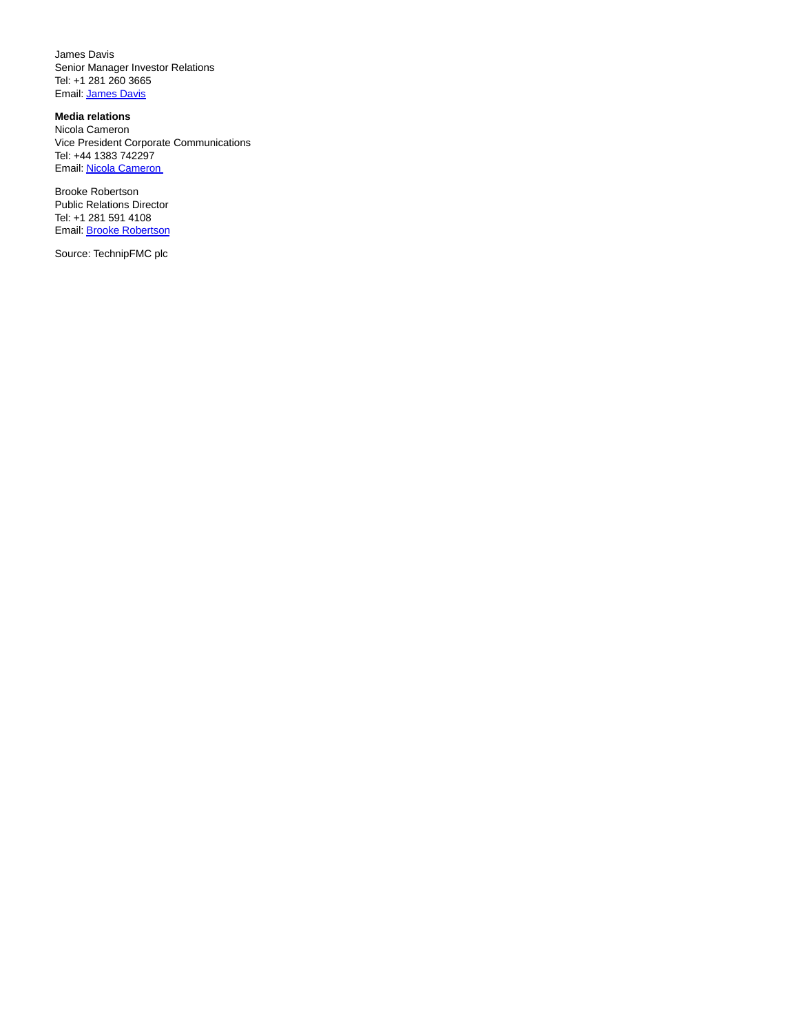James Davis
Senior Manager Investor Relations
Tel: +1 281 260 3665
Email: James Davis

**Media relations**
Nicola Cameron
Vice President Corporate Communications
Tel: +44 1383 742297
Email: Nicola Cameron

Brooke Robertson
Public Relations Director
Tel: +1 281 591 4108
Email: Brooke Robertson

Source: TechnipFMC plc